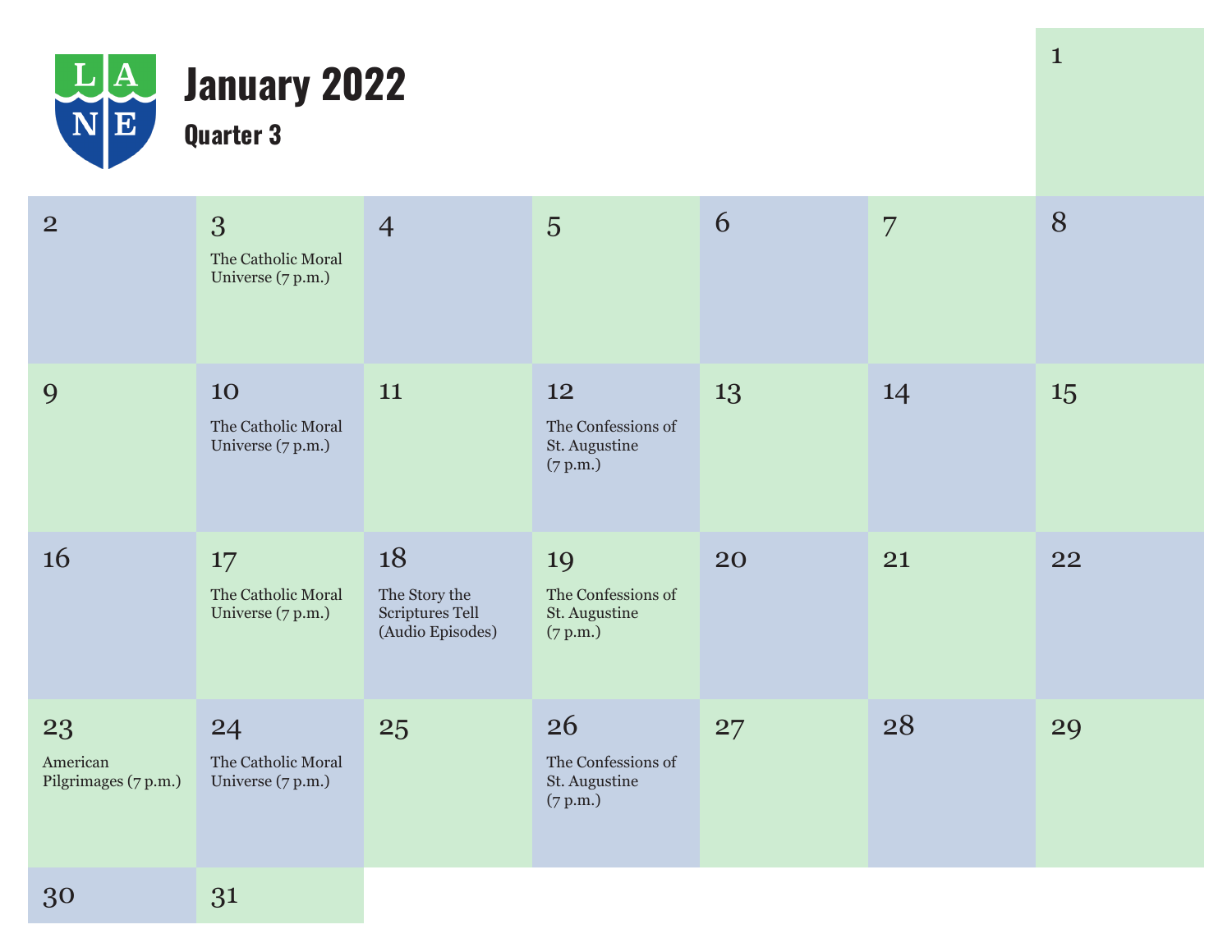# January 2022

## Quarter 3

| Sun | Mon | Tue | Wed | Thu | Fri | Sat |
|---|---|---|---|---|---|---|
| | | | | | | 1 |
| 2 | 3<br>The Catholic Moral Universe (7 p.m.) | 4 | 5 | 6 | 7 | 8 |
| 9 | 10<br>The Catholic Moral Universe (7 p.m.) | 11 | 12<br>The Confessions of St. Augustine (7 p.m.) | 13 | 14 | 15 |
| 16 | 17<br>The Catholic Moral Universe (7 p.m.) | 18<br>The Story the Scriptures Tell (Audio Episodes) | 19<br>The Confessions of St. Augustine (7 p.m.) | 20 | 21 | 22 |
| 23<br>American Pilgrimages (7 p.m.) | 24<br>The Catholic Moral Universe (7 p.m.) | 25 | 26<br>The Confessions of St. Augustine (7 p.m.) | 27 | 28 | 29 |
| 30 | 31 | | | | | |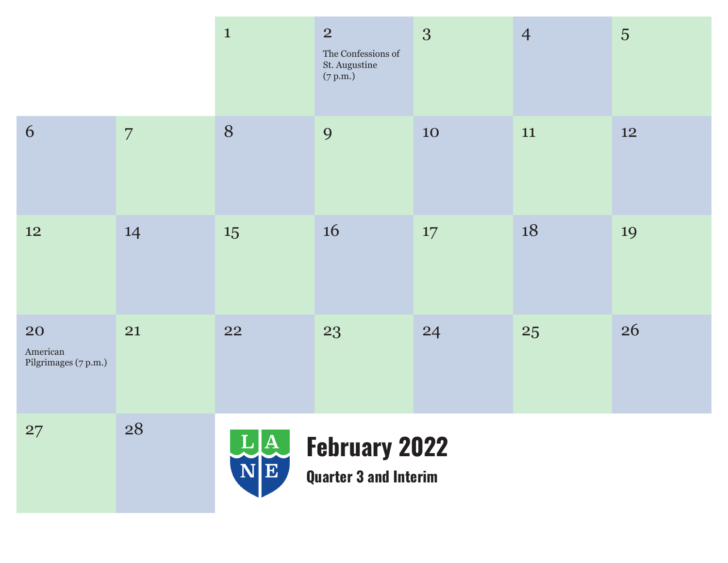# February 2022

## Quarter 3 and Interim

| | | | | | | |
|---|---|---|---|---|---|---|
| | | 1 | 2<br>The Confessions of St. Augustine (7 p.m.) | 3 | 4 | 5 |
| 6 | 7 | 8 | 9 | 10 | 11 | 12 |
| 12 | 14 | 15 | 16 | 17 | 18 | 19 |
| 20<br>American Pilgrimages (7 p.m.) | 21 | 22 | 23 | 24 | 25 | 26 |
| 27 | 28 | | | | | |

L A N E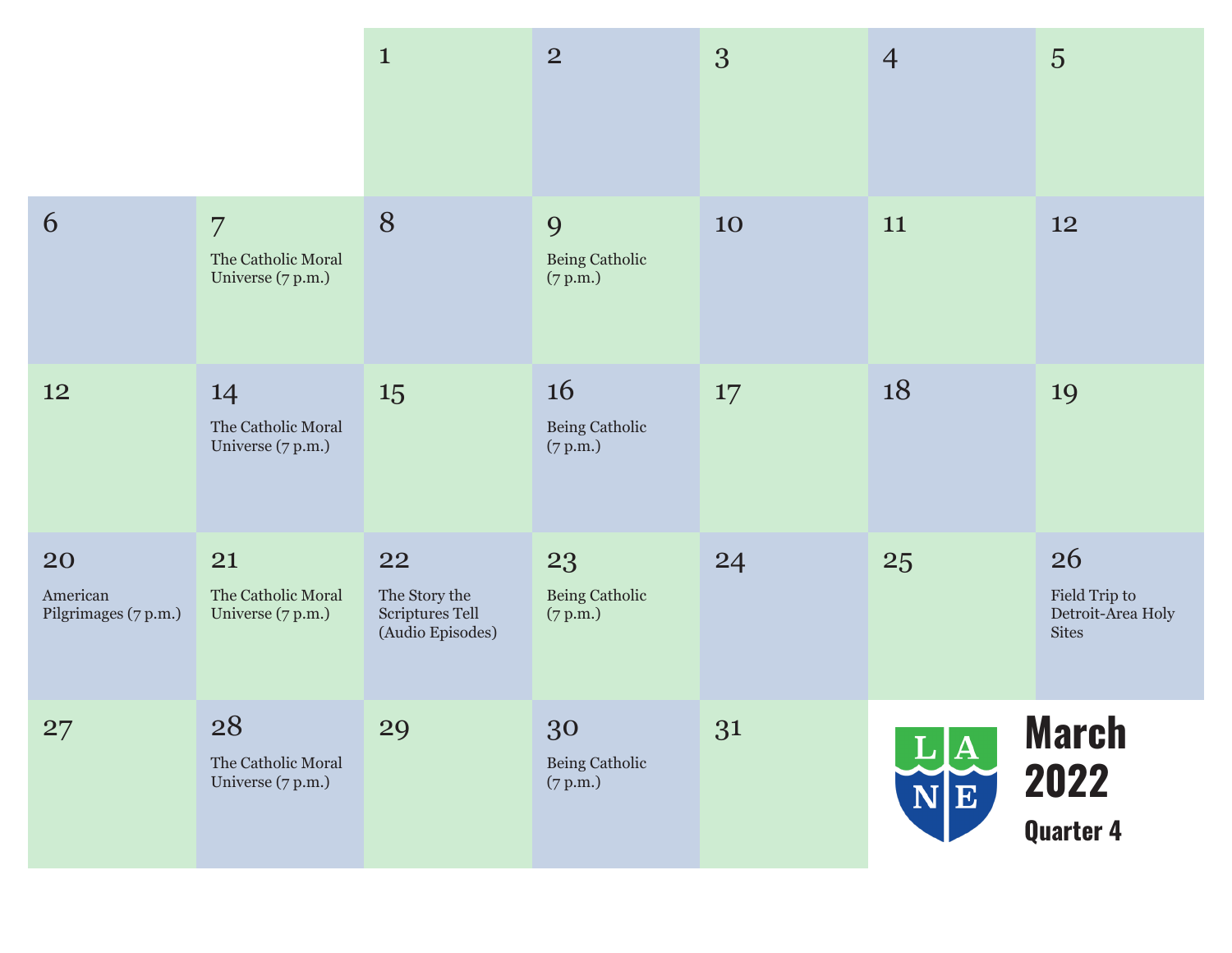# March 2022

**Quarter 4**

L A N E

| | | | | | | |
|---|---|---|---|---|---|---|
| | | 1 | 2 | 3 | 4 | 5 |
| 6 | 7<br>The Catholic Moral Universe (7 p.m.) | 8 | 9<br>Being Catholic (7 p.m.) | 10 | 11 | 12 |
| 12 | 14<br>The Catholic Moral Universe (7 p.m.) | 15 | 16<br>Being Catholic (7 p.m.) | 17 | 18 | 19 |
| 20<br>American Pilgrimages (7 p.m.) | 21<br>The Catholic Moral Universe (7 p.m.) | 22<br>The Story the Scriptures Tell (Audio Episodes) | 23<br>Being Catholic (7 p.m.) | 24 | 25 | 26<br>Field Trip to Detroit-Area Holy Sites |
| 27 | 28<br>The Catholic Moral Universe (7 p.m.) | 29 | 30<br>Being Catholic (7 p.m.) | 31 | | |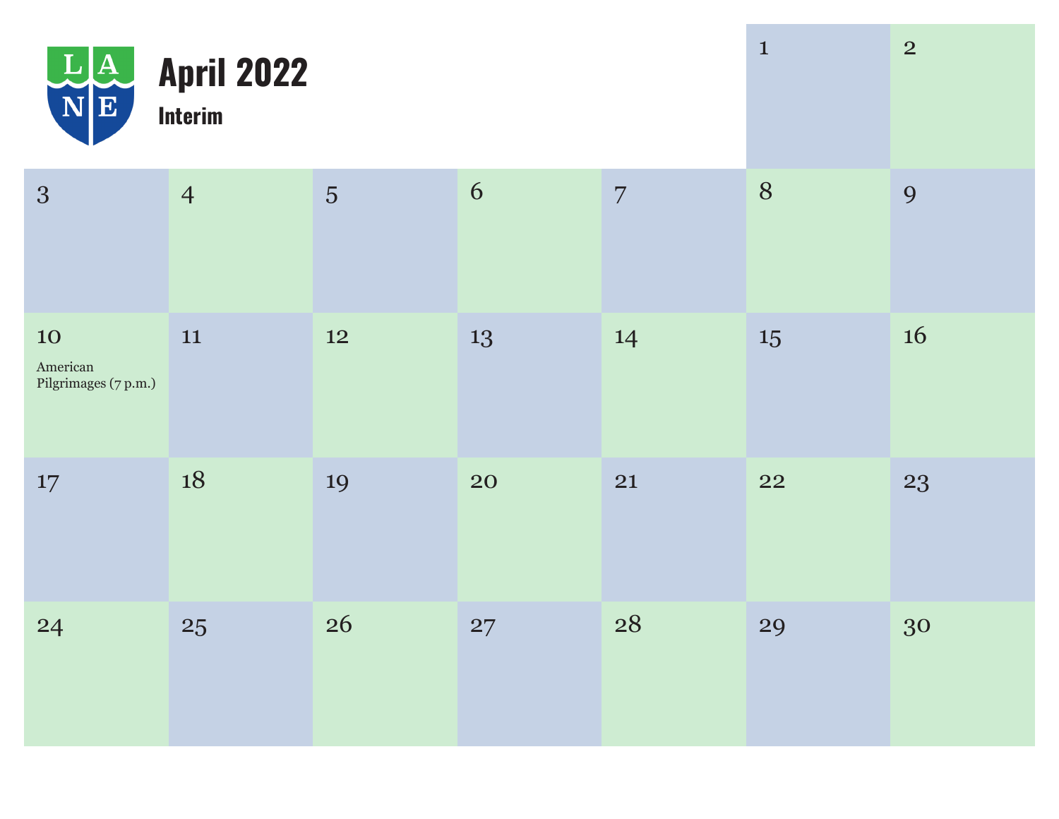# April 2022

**Interim**

| | | | | | | |
|---|---|---|---|---|---|---|
| | | | | | 1 | 2 |
| 3 | 4 | 5 | 6 | 7 | 8 | 9 |
| 10<br>American Pilgrimages (7 p.m.) | 11 | 12 | 13 | 14 | 15 | 16 |
| 17 | 18 | 19 | 20 | 21 | 22 | 23 |
| 24 | 25 | 26 | 27 | 28 | 29 | 30 |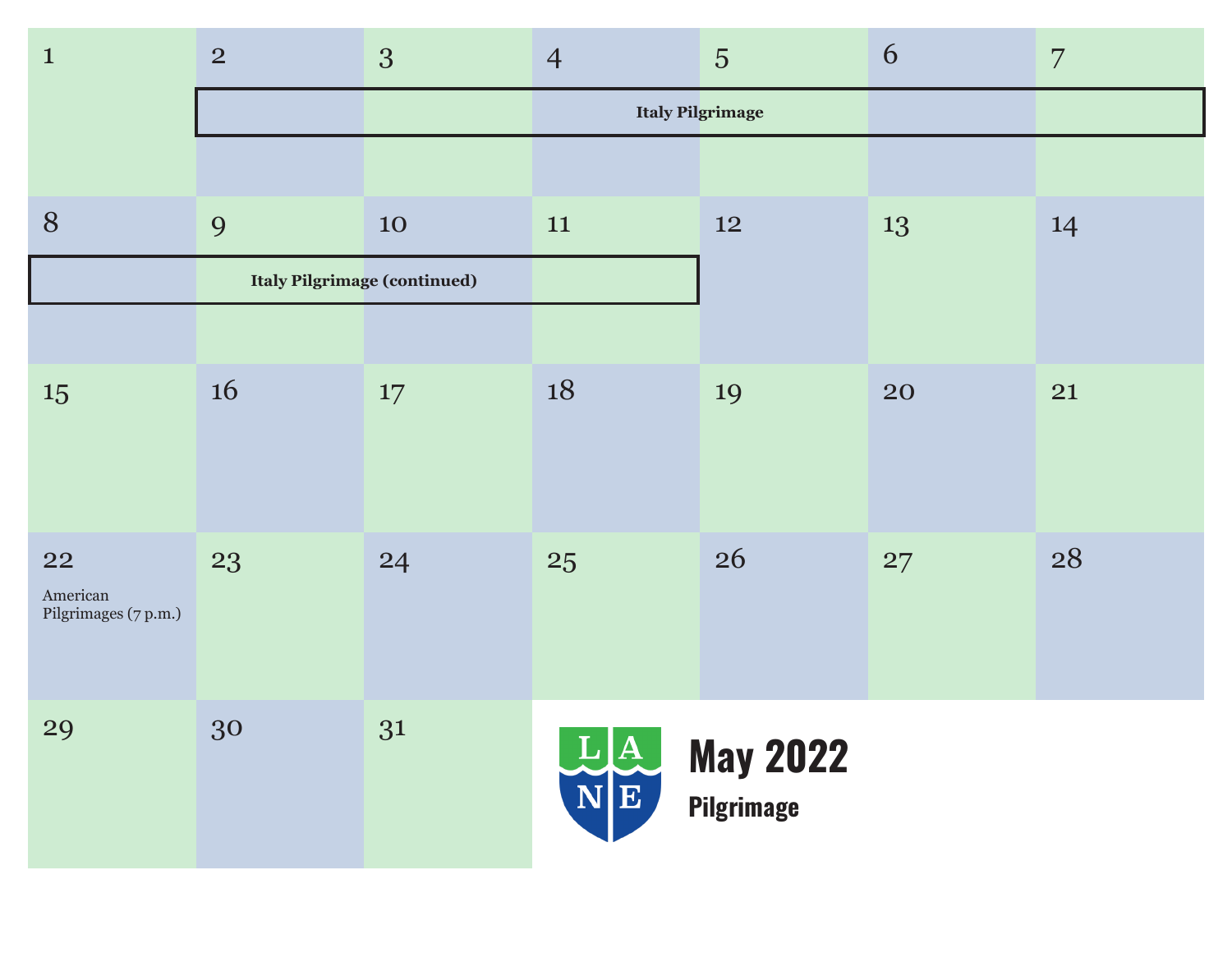# May 2022

## Pilgrimage

| | | | | | | |
|---|---|---|---|---|---|---|
| 1 | 2 | 3 | 4 | 5 | 6 | 7 |
| | Italy Pilgrimage | Italy Pilgrimage | Italy Pilgrimage | Italy Pilgrimage | Italy Pilgrimage | Italy Pilgrimage |
| 8 | 9 | 10 | 11 | 12 | 13 | 14 |
| Italy Pilgrimage (continued) | Italy Pilgrimage (continued) | Italy Pilgrimage (continued) | Italy Pilgrimage (continued) | | | |
| 15 | 16 | 17 | 18 | 19 | 20 | 21 |
| 22 | 23 | 24 | 25 | 26 | 27 | 28 |
| American Pilgrimages (7 p.m.) | | | | | | |
| 29 | 30 | 31 | | | | |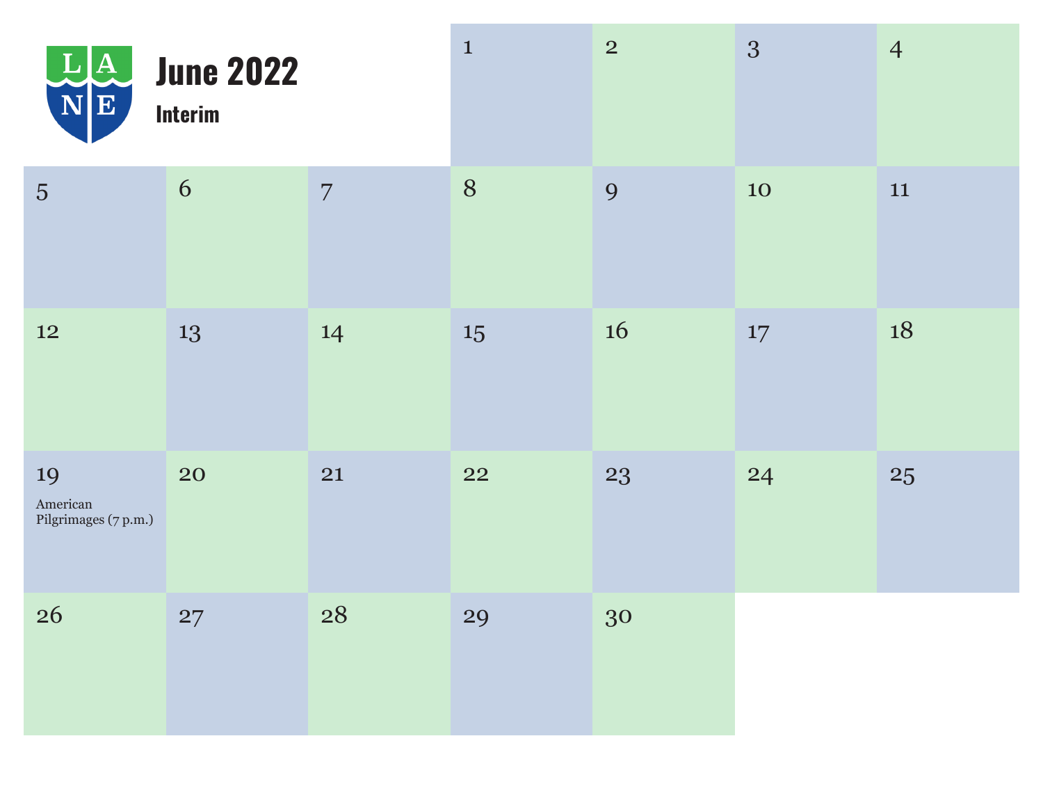# June 2022

**Interim**

| | | | | | | |
|---|---|---|---|---|---|---|
| | | | 1 | 2 | 3 | 4 |
| 5 | 6 | 7 | 8 | 9 | 10 | 11 |
| 12 | 13 | 14 | 15 | 16 | 17 | 18 |
| 19<br>American Pilgrimages (7 p.m.) | 20 | 21 | 22 | 23 | 24 | 25 |
| 26 | 27 | 28 | 29 | 30 | | |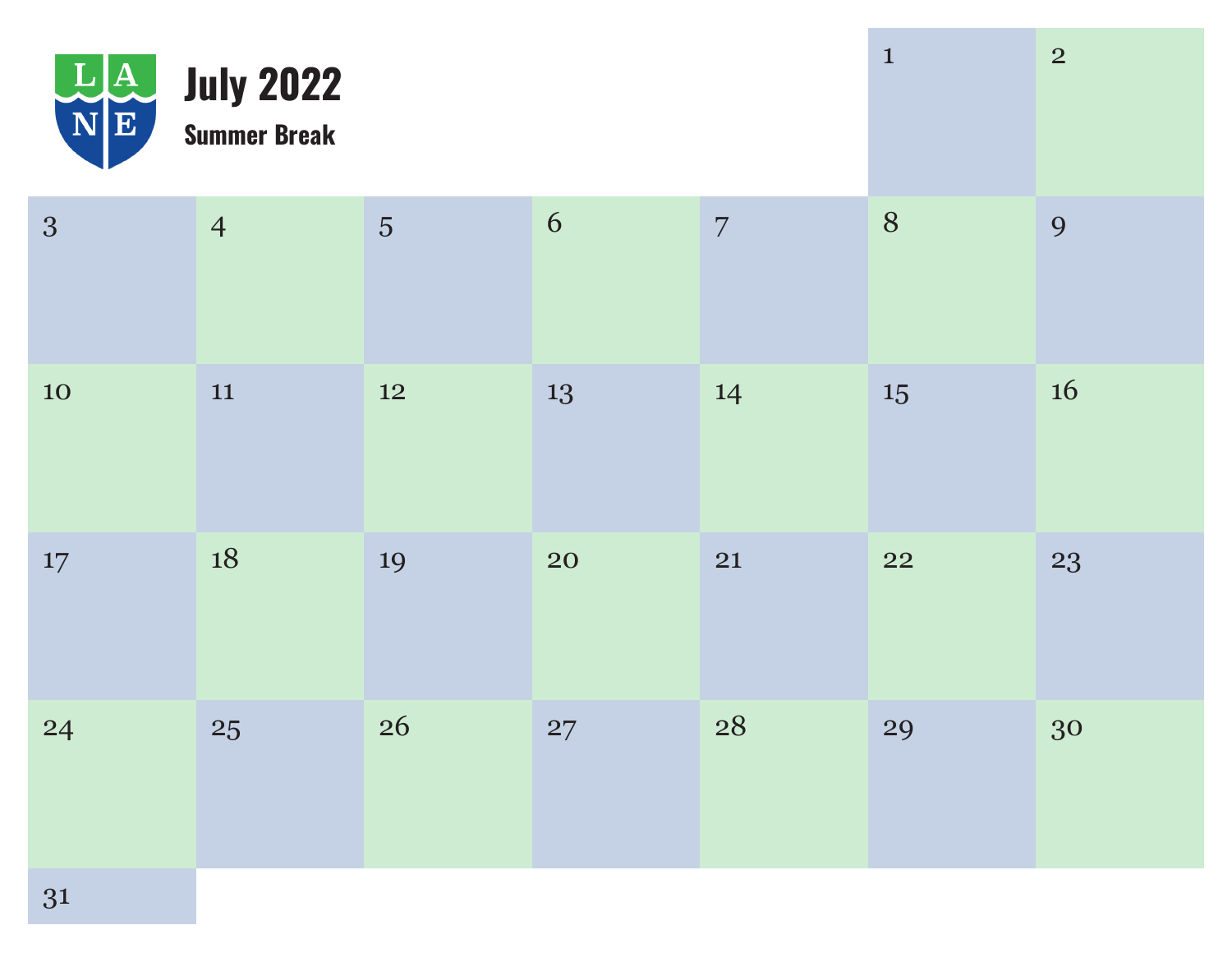# July 2022

**Summer Break**

| | | | | | | |
|---|---|---|---|---|---|---|
| | | | | | 1 | 2 |
| 3 | 4 | 5 | 6 | 7 | 8 | 9 |
| 10 | 11 | 12 | 13 | 14 | 15 | 16 |
| 17 | 18 | 19 | 20 | 21 | 22 | 23 |
| 24 | 25 | 26 | 27 | 28 | 29 | 30 |
| 31 | | | | | | |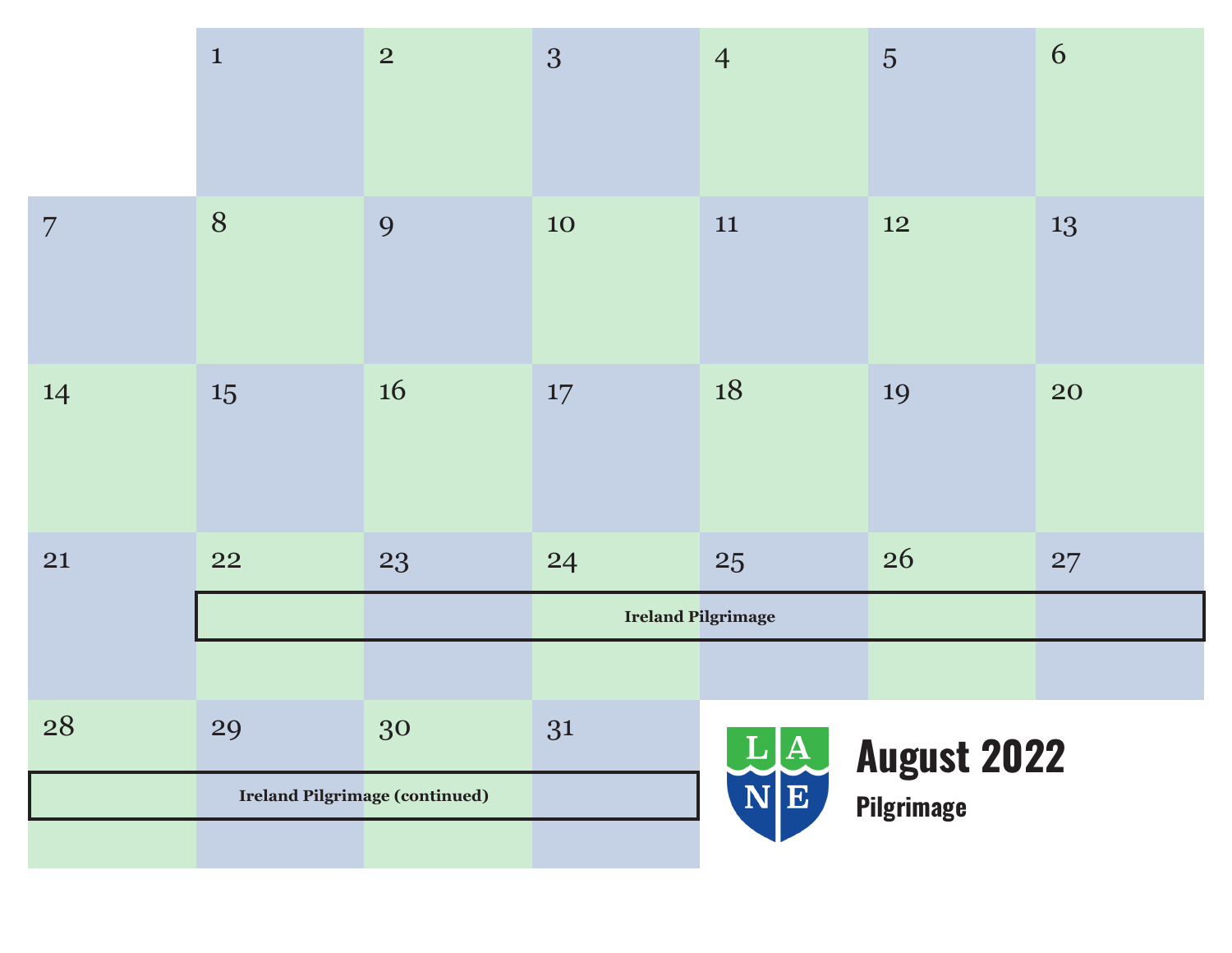# August 2022

## Pilgrimage

| | | | | | | |
|---|---|---|---|---|---|---|
| | 1 | 2 | 3 | 4 | 5 | 6 |
| 7 | 8 | 9 | 10 | 11 | 12 | 13 |
| 14 | 15 | 16 | 17 | 18 | 19 | 20 |
| 21 | 22 Ireland Pilgrimage | 23 | 24 | 25 | 26 | 27 |
| 28 Ireland Pilgrimage (continued) | 29 | 30 | 31 | | | |

LANE